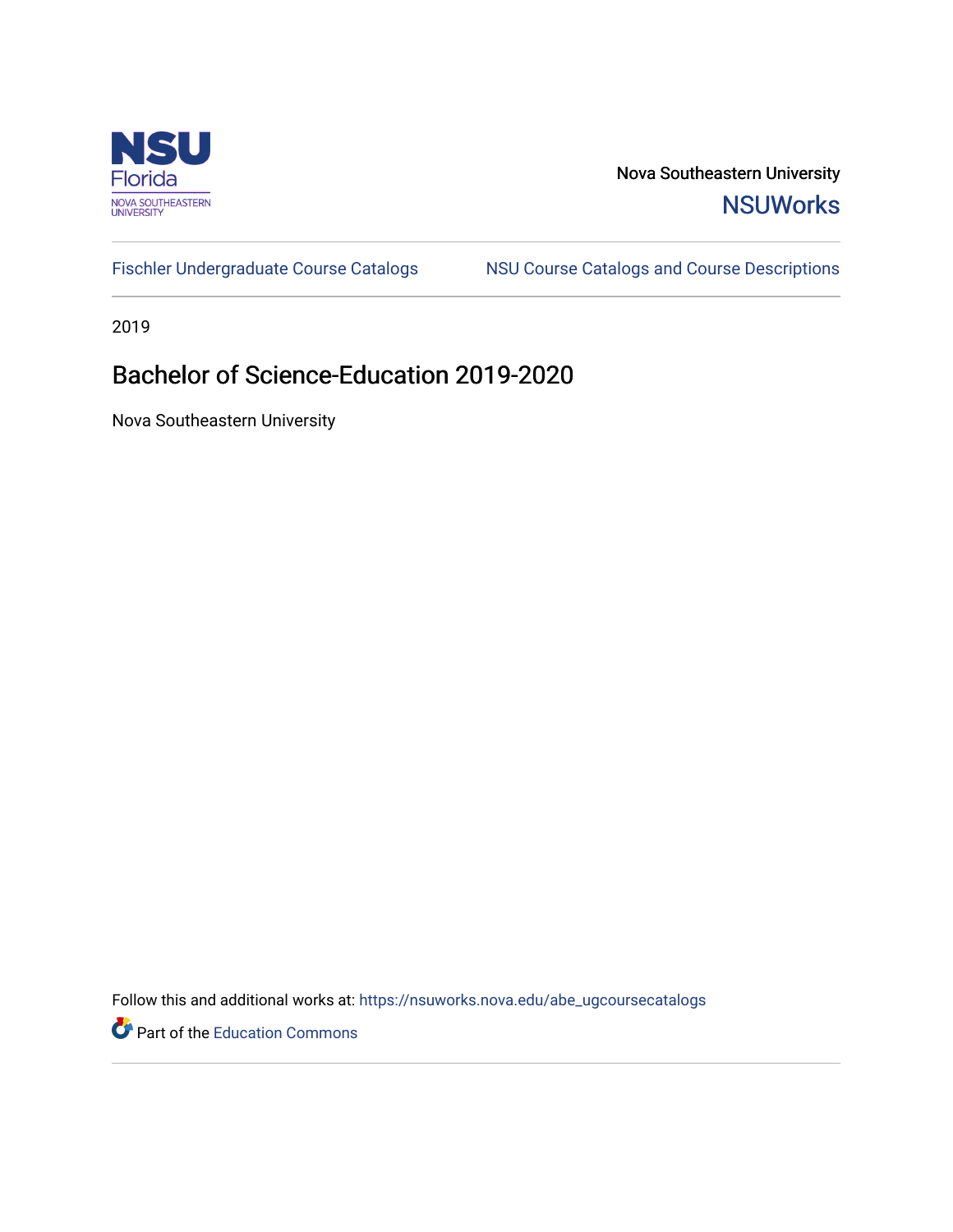NSU Florida
NOVA SOUTHEASTERN UNIVERSITY

Nova Southeastern University
**NSUWorks**

Fischler Undergraduate Course Catalogs | NSU Course Catalogs and Course Descriptions

2019

# Bachelor of Science-Education 2019-2020

Nova Southeastern University

Follow this and additional works at: https://nsuworks.nova.edu/abe_ugcoursecatalogs

Part of the Education Commons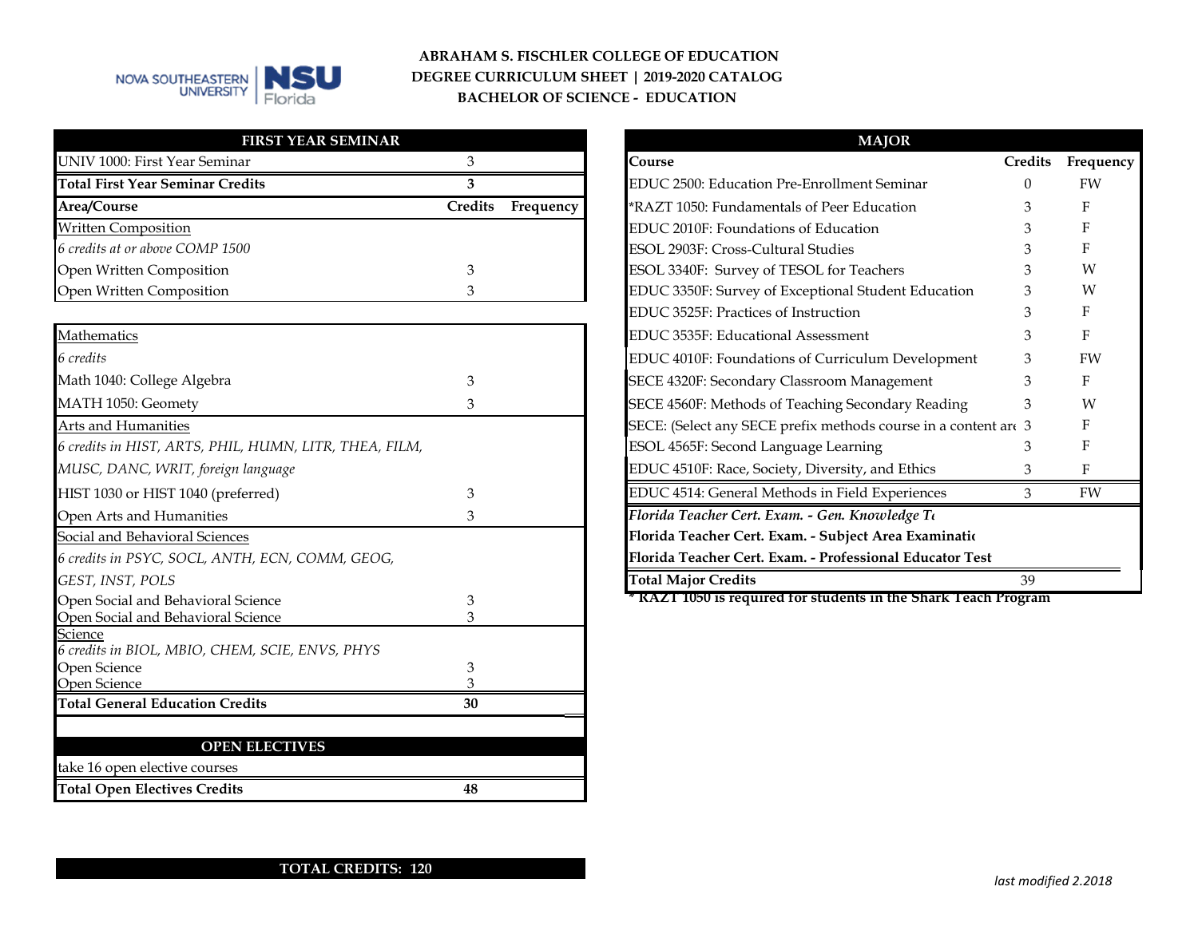NOVA SOUTHEASTERN UNIVERSITY | NSU Florida

**ABRAHAM S. FISCHLER COLLEGE OF EDUCATION**
**DEGREE CURRICULUM SHEET | 2019-2020 CATALOG**
**BACHELOR OF SCIENCE - EDUCATION**

| FIRST YEAR SEMINAR | | |
|---|---|---|
| UNIV 1000: First Year Seminar | 3 | |
| **Total First Year Seminar Credits** | **3** | |
| **Area/Course** | **Credits** | **Frequency** |
| Written Composition | | |
| *6 credits at or above COMP 1500* | | |
| Open Written Composition | 3 | |
| Open Written Composition | 3 | |
| Mathematics | | |
| *6 credits* | | |
| Math 1040: College Algebra | 3 | |
| MATH 1050: Geomety | 3 | |
| Arts and Humanities | | |
| *6 credits in HIST, ARTS, PHIL, HUMN, LITR, THEA, FILM, MUSC, DANC, WRIT, foreign language* | | |
| HIST 1030 or HIST 1040 (preferred) | 3 | |
| Open Arts and Humanities | 3 | |
| Social and Behavioral Sciences | | |
| *6 credits in PSYC, SOCL, ANTH, ECN, COMM, GEOG, GEST, INST, POLS* | | |
| Open Social and Behavioral Science | 3 | |
| Open Social and Behavioral Science | 3 | |
| Science | | |
| *6 credits in BIOL, MBIO, CHEM, SCIE, ENVS, PHYS* | | |
| Open Science | 3 | |
| Open Science | 3 | |
| **Total General Education Credits** | **30** | |

| OPEN ELECTIVES | |
|---|---|
| take 16 open elective courses | |
| **Total Open Electives Credits** | **48** |

| MAJOR | | |
|---|---|---|
| **Course** | **Credits** | **Frequency** |
| EDUC 2500: Education Pre-Enrollment Seminar | 0 | FW |
| *RAZT 1050: Fundamentals of Peer Education | 3 | F |
| EDUC 2010F: Foundations of Education | 3 | F |
| ESOL 2903F: Cross-Cultural Studies | 3 | F |
| ESOL 3340F: Survey of TESOL for Teachers | 3 | W |
| EDUC 3350F: Survey of Exceptional Student Education | 3 | W |
| EDUC 3525F: Practices of Instruction | 3 | F |
| EDUC 3535F: Educational Assessment | 3 | F |
| EDUC 4010F: Foundations of Curriculum Development | 3 | FW |
| SECE 4320F: Secondary Classroom Management | 3 | F |
| SECE 4560F: Methods of Teaching Secondary Reading | 3 | W |
| SECE: (Select any SECE prefix methods course in a content are | 3 | F |
| ESOL 4565F: Second Language Learning | 3 | F |
| EDUC 4510F: Race, Society, Diversity, and Ethics | 3 | F |
| EDUC 4514: General Methods in Field Experiences | 3 | FW |
| ***Florida Teacher Cert. Exam. - Gen. Knowledge Te*** | | |
| **Florida Teacher Cert. Exam. - Subject Area Examinatio** | | |
| **Florida Teacher Cert. Exam. - Professional Educator Test** | | |
| **Total Major Credits** | 39 | |

**\* RAZT 1050 is required for students in the Shark Teach Program**

**TOTAL CREDITS: 120**

*last modified 2.2018*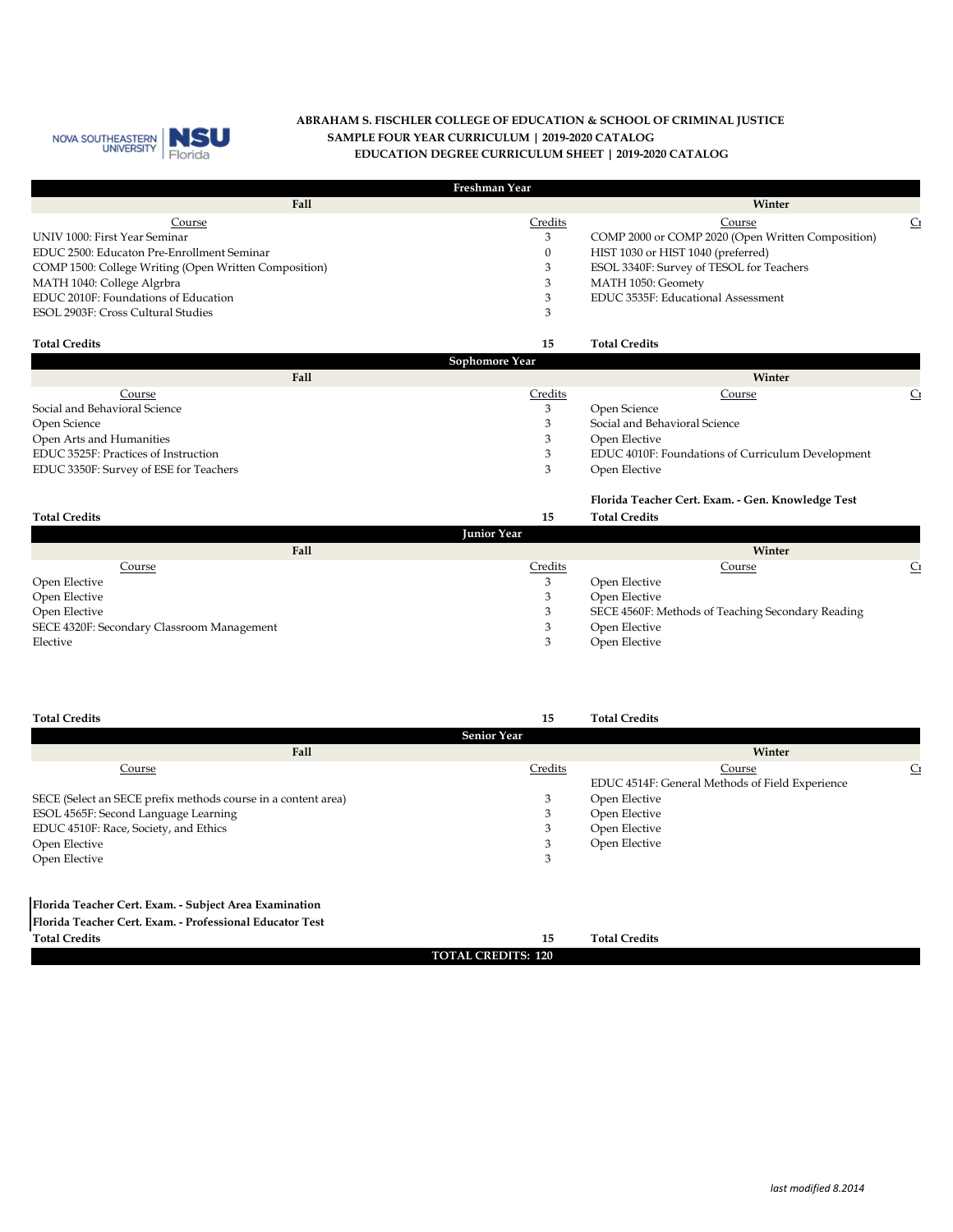**ABRAHAM S. FISCHLER COLLEGE OF EDUCATION & SCHOOL OF CRIMINAL JUSTICE**
**SAMPLE FOUR YEAR CURRICULUM | 2019-2020 CATALOG**
**EDUCATION DEGREE CURRICULUM SHEET | 2019-2020 CATALOG**

## Freshman Year

| Fall Course | Credits | Winter Course | Cr |
|---|---|---|---|
| UNIV 1000: First Year Seminar | 3 | COMP 2000 or COMP 2020 (Open Written Composition) | |
| EDUC 2500: Educaton Pre-Enrollment Seminar | 0 | HIST 1030 or HIST 1040 (preferred) | |
| COMP 1500: College Writing (Open Written Composition) | 3 | ESOL 3340F: Survey of TESOL for Teachers | |
| MATH 1040: College Algrbra | 3 | MATH 1050: Geomety | |
| EDUC 2010F: Foundations of Education | 3 | EDUC 3535F: Educational Assessment | |
| ESOL 2903F: Cross Cultural Studies | 3 | | |
| **Total Credits** | **15** | **Total Credits** | |

## Sophomore Year

| Fall Course | Credits | Winter Course | Cr |
|---|---|---|---|
| Social and Behavioral Science | 3 | Open Science | |
| Open Science | 3 | Social and Behavioral Science | |
| Open Arts and Humanities | 3 | Open Elective | |
| EDUC 3525F: Practices of Instruction | 3 | EDUC 4010F: Foundations of Curriculum Development | |
| EDUC 3350F: Survey of ESE for Teachers | 3 | Open Elective | |
| | | **Florida Teacher Cert. Exam. - Gen. Knowledge Test** | |
| **Total Credits** | **15** | **Total Credits** | |

## Junior Year

| Fall Course | Credits | Winter Course | Cr |
|---|---|---|---|
| Open Elective | 3 | Open Elective | |
| Open Elective | 3 | Open Elective | |
| Open Elective | 3 | SECE 4560F: Methods of Teaching Secondary Reading | |
| SECE 4320F: Secondary Classroom Management | 3 | Open Elective | |
| Elective | 3 | Open Elective | |
| **Total Credits** | **15** | **Total Credits** | |

## Senior Year

| Fall Course | Credits | Winter Course | Cr |
|---|---|---|---|
| | | EDUC 4514F: General Methods of Field Experience | |
| SECE (Select an SECE prefix methods course in a content area) | 3 | Open Elective | |
| ESOL 4565F: Second Language Learning | 3 | Open Elective | |
| EDUC 4510F: Race, Society, and Ethics | 3 | Open Elective | |
| Open Elective | 3 | Open Elective | |
| Open Elective | 3 | | |
| **Florida Teacher Cert. Exam. - Subject Area Examination** | | | |
| **Florida Teacher Cert. Exam. - Professional Educator Test** | | | |
| **Total Credits** | **15** | **Total Credits** | |

**TOTAL CREDITS: 120**

*last modified 8.2014*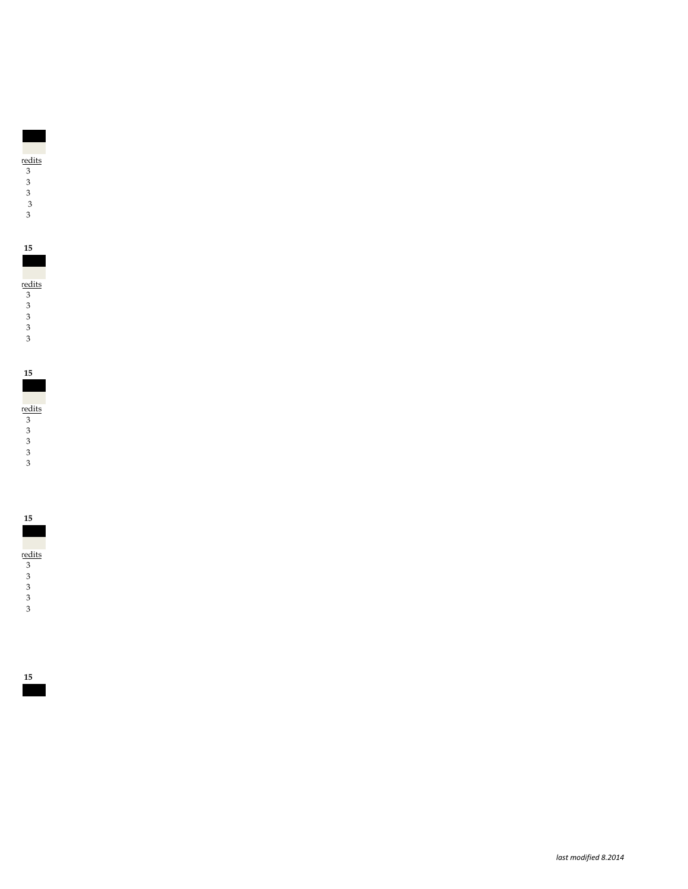redits
3
3
3
3
3

**15**

redits
3
3
3
3
3

**15**

redits
3
3
3
3
3

**15**

redits
3
3
3
3
3

**15**

*last modified 8.2014*